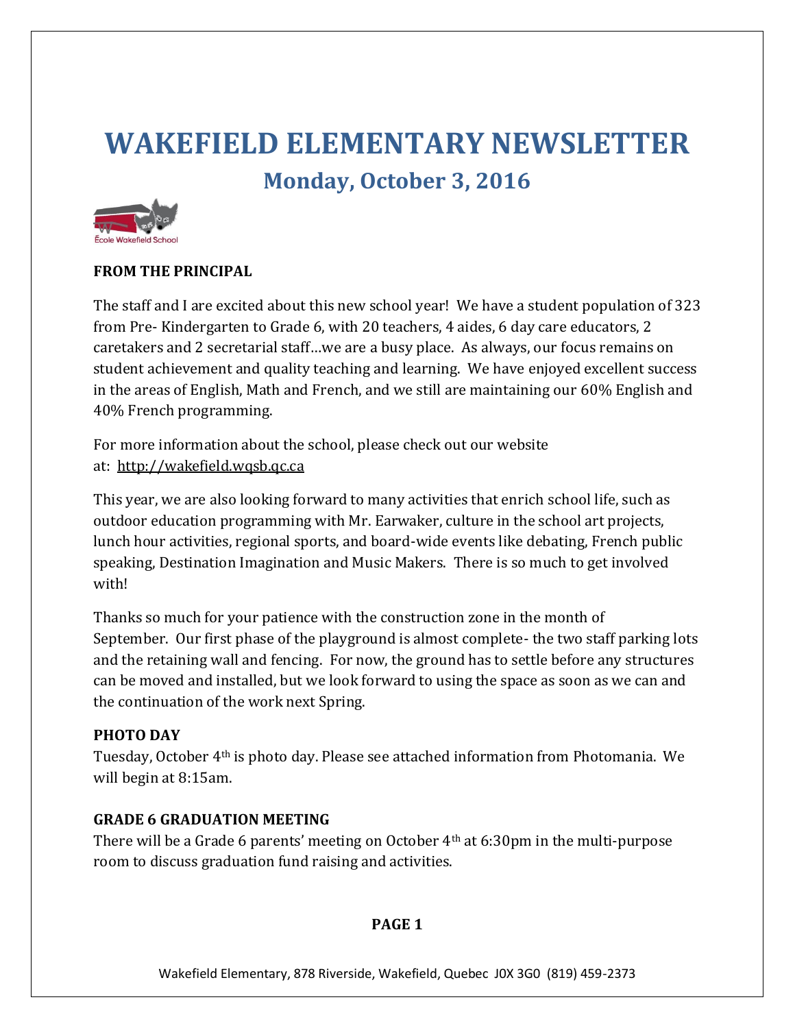# WAKEFIELD ELEMENTARY NEWSLETTER

## Monday, October 3, 2016

**FROM THE PRINCIPAL**

The staff and I are excited about this new school year! We have a student population of 323 from Pre- Kindergarten to Grade 6, with 20 teachers, 4 aides, 6 day care educators, 2 caretakers and 2 secretarial staff…we are a busy place. As always, our focus remains on student achievement and quality teaching and learning. We have enjoyed excellent success in the areas of English, Math and French, and we still are maintaining our 60% English and 40% French programming.

For more information about the school, please check out our website at: http://wakefield.wqsb.qc.ca

This year, we are also looking forward to many activities that enrich school life, such as outdoor education programming with Mr. Earwaker, culture in the school art projects, lunch hour activities, regional sports, and board-wide events like debating, French public speaking, Destination Imagination and Music Makers. There is so much to get involved with!

Thanks so much for your patience with the construction zone in the month of September. Our first phase of the playground is almost complete- the two staff parking lots and the retaining wall and fencing. For now, the ground has to settle before any structures can be moved and installed, but we look forward to using the space as soon as we can and the continuation of the work next Spring.

**PHOTO DAY**

Tuesday, October 4th is photo day. Please see attached information from Photomania. We will begin at 8:15am.

**GRADE 6 GRADUATION MEETING**

There will be a Grade 6 parents' meeting on October 4th at 6:30pm in the multi-purpose room to discuss graduation fund raising and activities.

Wakefield Elementary, 878 Riverside, Wakefield, Quebec J0X 3G0 (819) 459-2373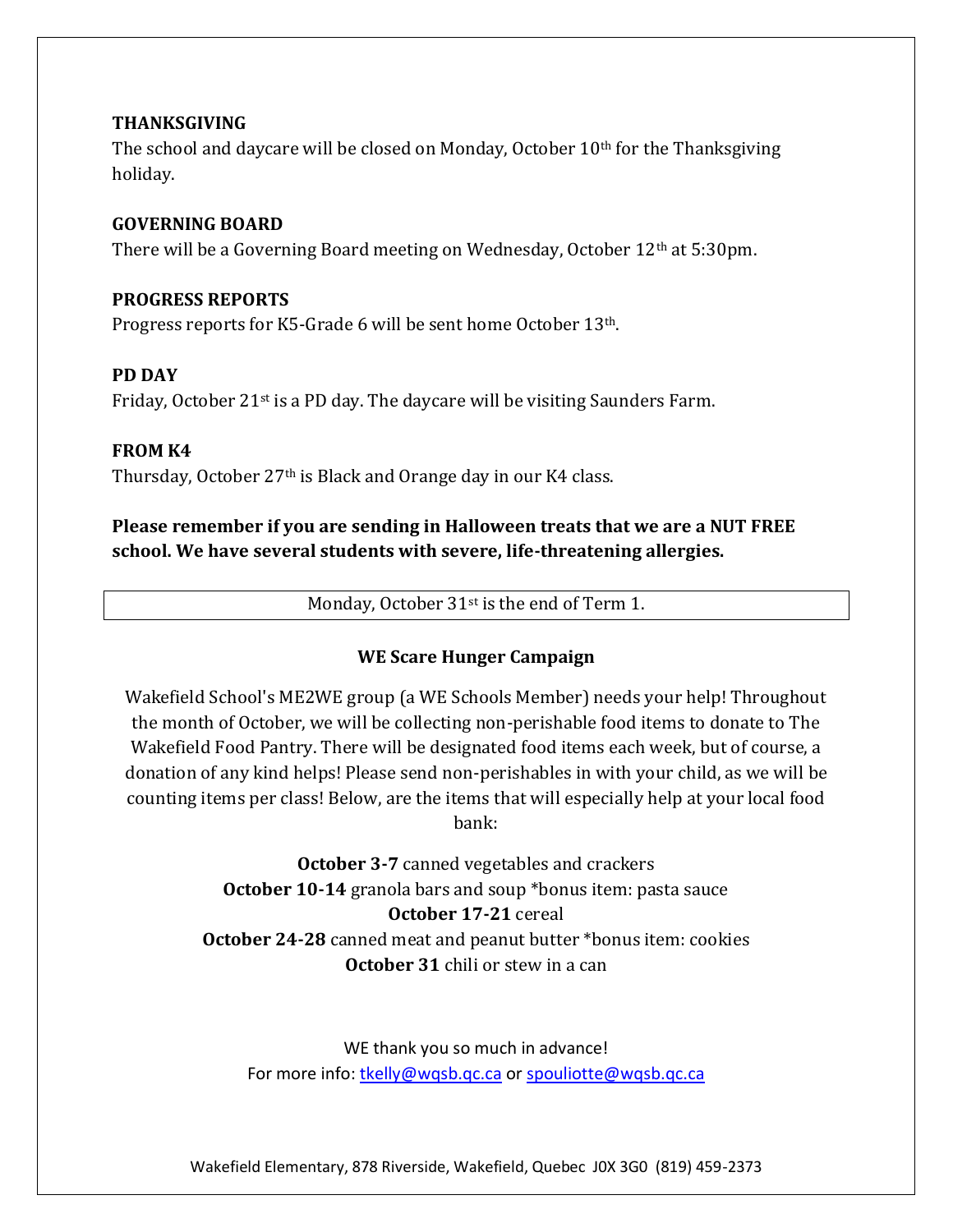**THANKSGIVING**
The school and daycare will be closed on Monday, October 10th for the Thanksgiving holiday.

**GOVERNING BOARD**
There will be a Governing Board meeting on Wednesday, October 12th at 5:30pm.

**PROGRESS REPORTS**
Progress reports for K5-Grade 6 will be sent home October 13th.

**PD DAY**
Friday, October 21st is a PD day. The daycare will be visiting Saunders Farm.

**FROM K4**
Thursday, October 27th is Black and Orange day in our K4 class.

**Please remember if you are sending in Halloween treats that we are a NUT FREE school. We have several students with severe, life-threatening allergies.**

Monday, October 31st is the end of Term 1.

**WE Scare Hunger Campaign**

Wakefield School's ME2WE group (a WE Schools Member) needs your help! Throughout the month of October, we will be collecting non-perishable food items to donate to The Wakefield Food Pantry. There will be designated food items each week, but of course, a donation of any kind helps! Please send non-perishables in with your child, as we will be counting items per class! Below, are the items that will especially help at your local food bank:

**October 3-7** canned vegetables and crackers
**October 10-14** granola bars and soup *bonus item: pasta sauce
**October 17-21** cereal
**October 24-28** canned meat and peanut butter *bonus item: cookies
**October 31** chili or stew in a can

WE thank you so much in advance!
For more info: tkelly@wqsb.qc.ca or spouliotte@wqsb.qc.ca

Wakefield Elementary, 878 Riverside, Wakefield, Quebec J0X 3G0 (819) 459-2373